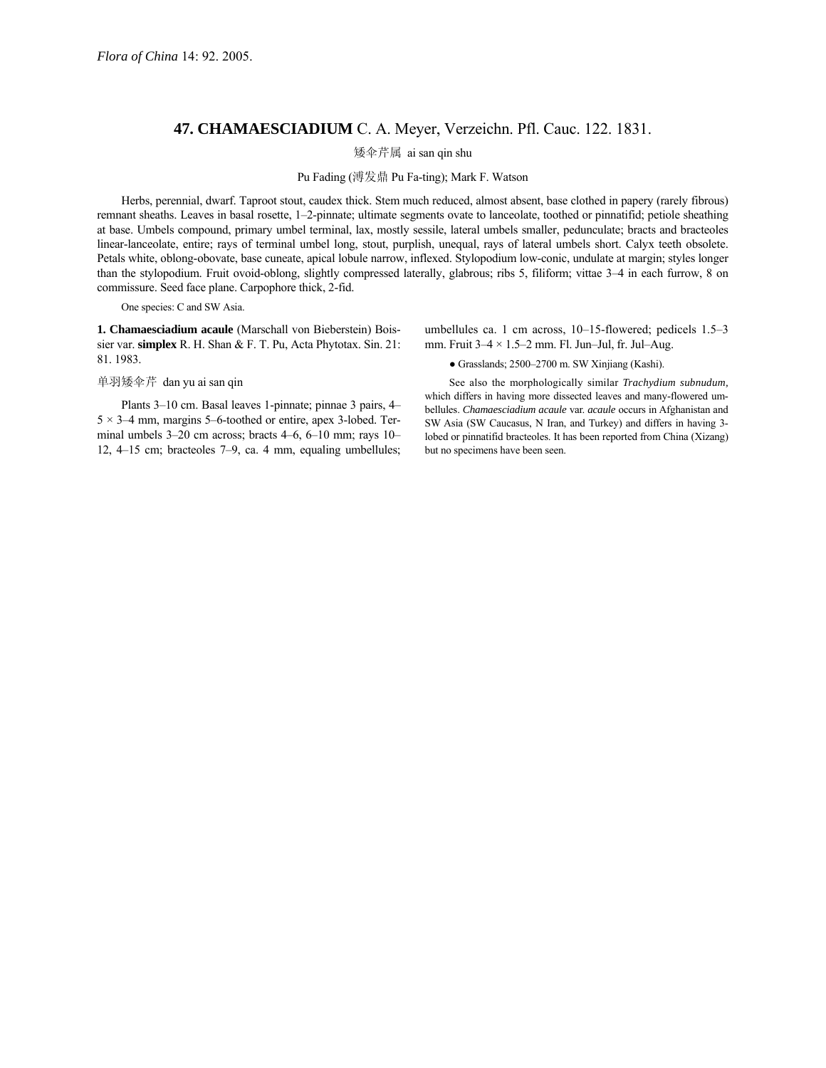*Flora of China* 14: 92. 2005.

## 47. **CHAMAESCIADIUM** C. A. Meyer, Verzeichn. Pfl. Cauc. 122. 1831.

矮伞芹属 ai san qin shu

Pu Fading (溥发鼎 Pu Fa-ting); Mark F. Watson

Herbs, perennial, dwarf. Taproot stout, caudex thick. Stem much reduced, almost absent, base clothed in papery (rarely fibrous) remnant sheaths. Leaves in basal rosette, 1–2-pinnate; ultimate segments ovate to lanceolate, toothed or pinnatifid; petiole sheathing at base. Umbels compound, primary umbel terminal, lax, mostly sessile, lateral umbels smaller, pedunculate; bracts and bracteoles linear-lanceolate, entire; rays of terminal umbel long, stout, purplish, unequal, rays of lateral umbels short. Calyx teeth obsolete. Petals white, oblong-obovate, base cuneate, apical lobule narrow, inflexed. Stylopodium low-conic, undulate at margin; styles longer than the stylopodium. Fruit ovoid-oblong, slightly compressed laterally, glabrous; ribs 5, filiform; vittae 3–4 in each furrow, 8 on commissure. Seed face plane. Carpophore thick, 2-fid.

One species: C and SW Asia.

**1. Chamaesciadium acaule** (Marschall von Bieberstein) Boissier var. **simplex** R. H. Shan & F. T. Pu, Acta Phytotax. Sin. 21: 81. 1983.

单羽矮伞芹 dan yu ai san qin

Plants 3–10 cm. Basal leaves 1-pinnate; pinnae 3 pairs, 4–5 × 3–4 mm, margins 5–6-toothed or entire, apex 3-lobed. Terminal umbels 3–20 cm across; bracts 4–6, 6–10 mm; rays 10–12, 4–15 cm; bracteoles 7–9, ca. 4 mm, equaling umbellules; umbellules ca. 1 cm across, 10–15-flowered; pedicels 1.5–3 mm. Fruit 3–4 × 1.5–2 mm. Fl. Jun–Jul, fr. Jul–Aug.

● Grasslands; 2500–2700 m. SW Xinjiang (Kashi).

See also the morphologically similar *Trachydium subnudum*, which differs in having more dissected leaves and many-flowered umbellules. *Chamaesciadium acaule* var. *acaule* occurs in Afghanistan and SW Asia (SW Caucasus, N Iran, and Turkey) and differs in having 3-lobed or pinnatifid bracteoles. It has been reported from China (Xizang) but no specimens have been seen.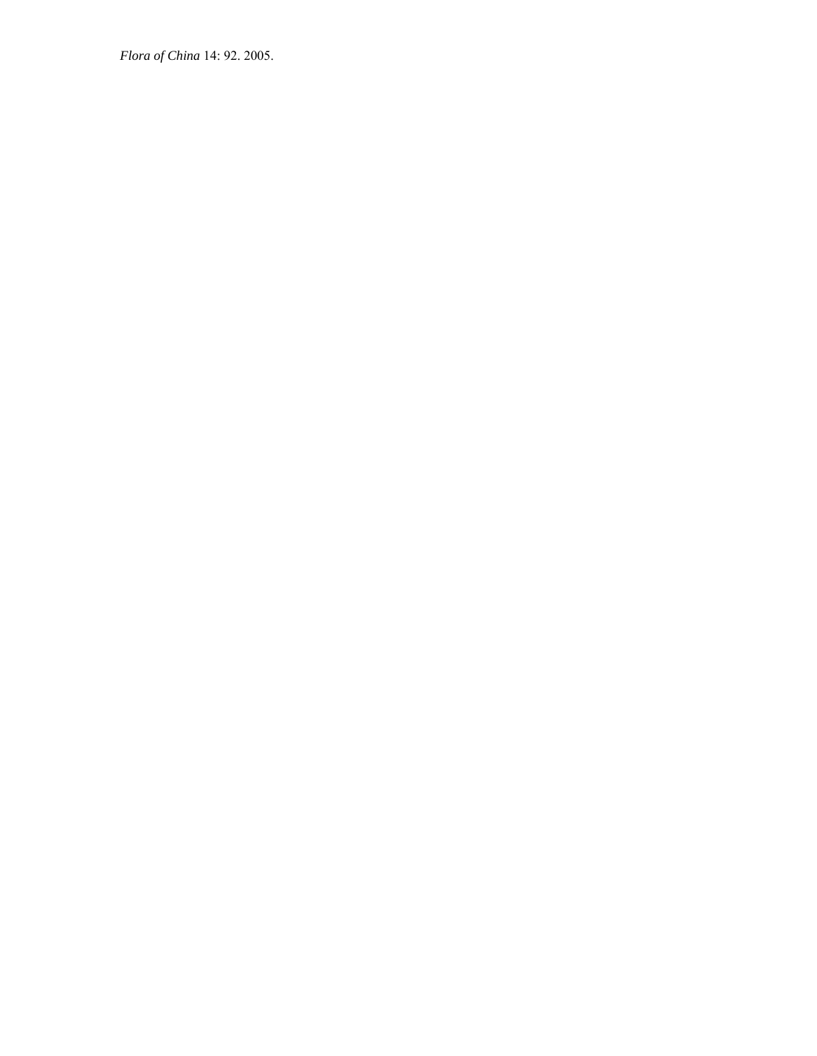*Flora of China* 14: 92. 2005.